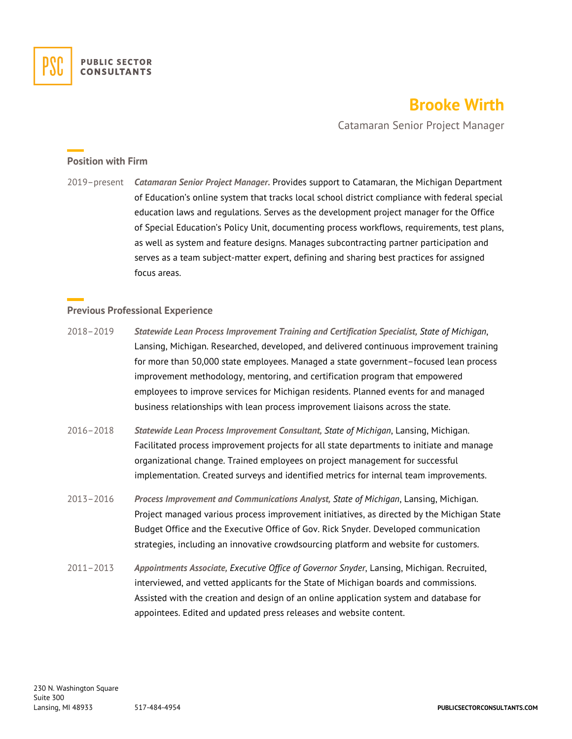PUBLIC SECTOR CONSULTANTS

# Brooke Wirth

Catamaran Senior Project Manager

## Position with Firm

2019–present ***Catamaran Senior Project Manager*.** Provides support to Catamaran, the Michigan Department of Education's online system that tracks local school district compliance with federal special education laws and regulations. Serves as the development project manager for the Office of Special Education's Policy Unit, documenting process workflows, requirements, test plans, as well as system and feature designs. Manages subcontracting partner participation and serves as a team subject-matter expert, defining and sharing best practices for assigned focus areas.

## Previous Professional Experience

2018–2019 ***Statewide Lean Process Improvement Training and Certification Specialist,*** *State of Michigan*, Lansing, Michigan. Researched, developed, and delivered continuous improvement training for more than 50,000 state employees. Managed a state government–focused lean process improvement methodology, mentoring, and certification program that empowered employees to improve services for Michigan residents. Planned events for and managed business relationships with lean process improvement liaisons across the state.

2016–2018 ***Statewide Lean Process Improvement Consultant,*** *State of Michigan*, Lansing, Michigan. Facilitated process improvement projects for all state departments to initiate and manage organizational change. Trained employees on project management for successful implementation. Created surveys and identified metrics for internal team improvements.

2013–2016 ***Process Improvement and Communications Analyst,*** *State of Michigan*, Lansing, Michigan. Project managed various process improvement initiatives, as directed by the Michigan State Budget Office and the Executive Office of Gov. Rick Snyder. Developed communication strategies, including an innovative crowdsourcing platform and website for customers.

2011–2013 ***Appointments Associate,*** *Executive Office of Governor Snyder*, Lansing, Michigan. Recruited, interviewed, and vetted applicants for the State of Michigan boards and commissions. Assisted with the creation and design of an online application system and database for appointees. Edited and updated press releases and website content.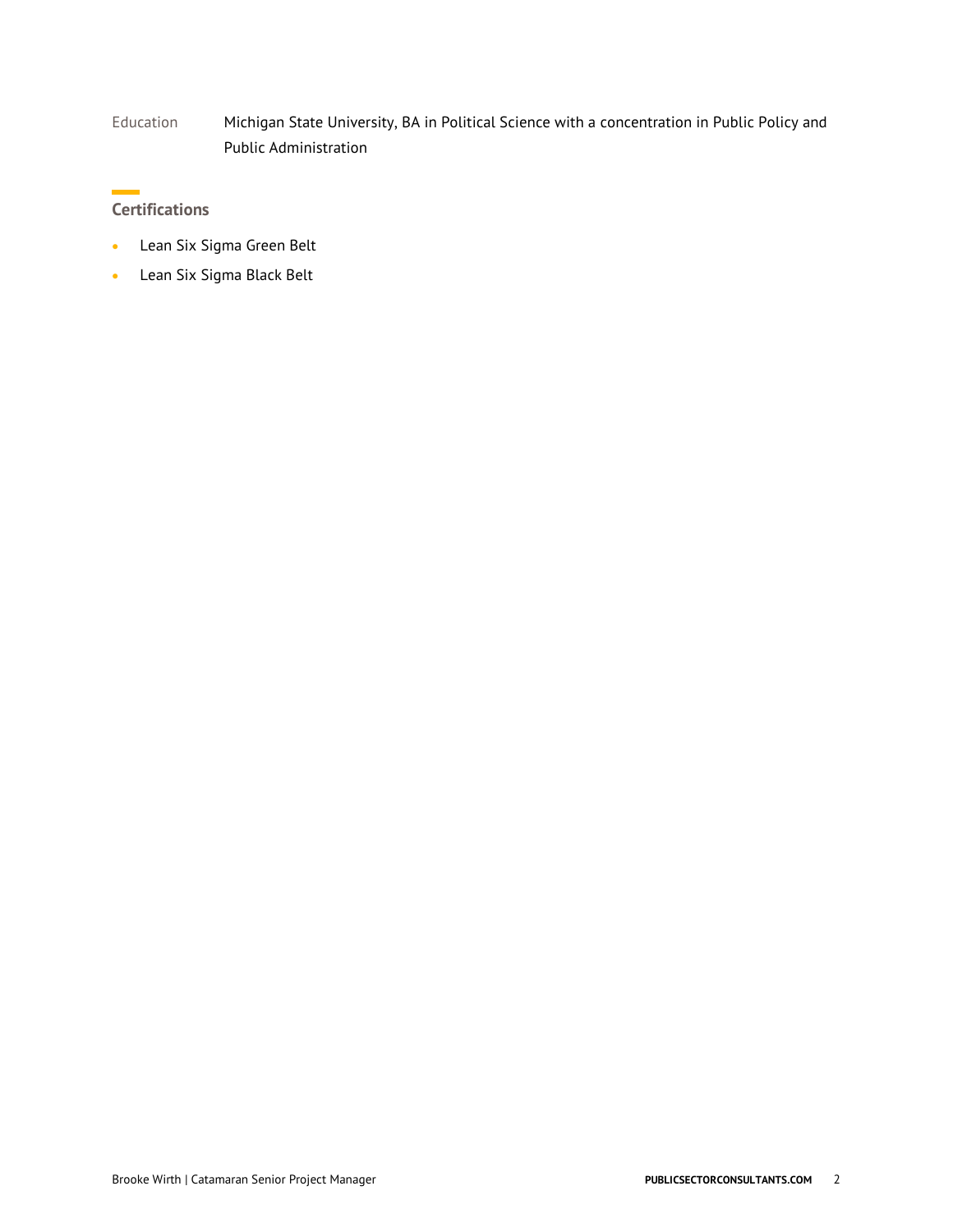Education Michigan State University, BA in Political Science with a concentration in Public Policy and Public Administration

## Certifications

- Lean Six Sigma Green Belt
- Lean Six Sigma Black Belt